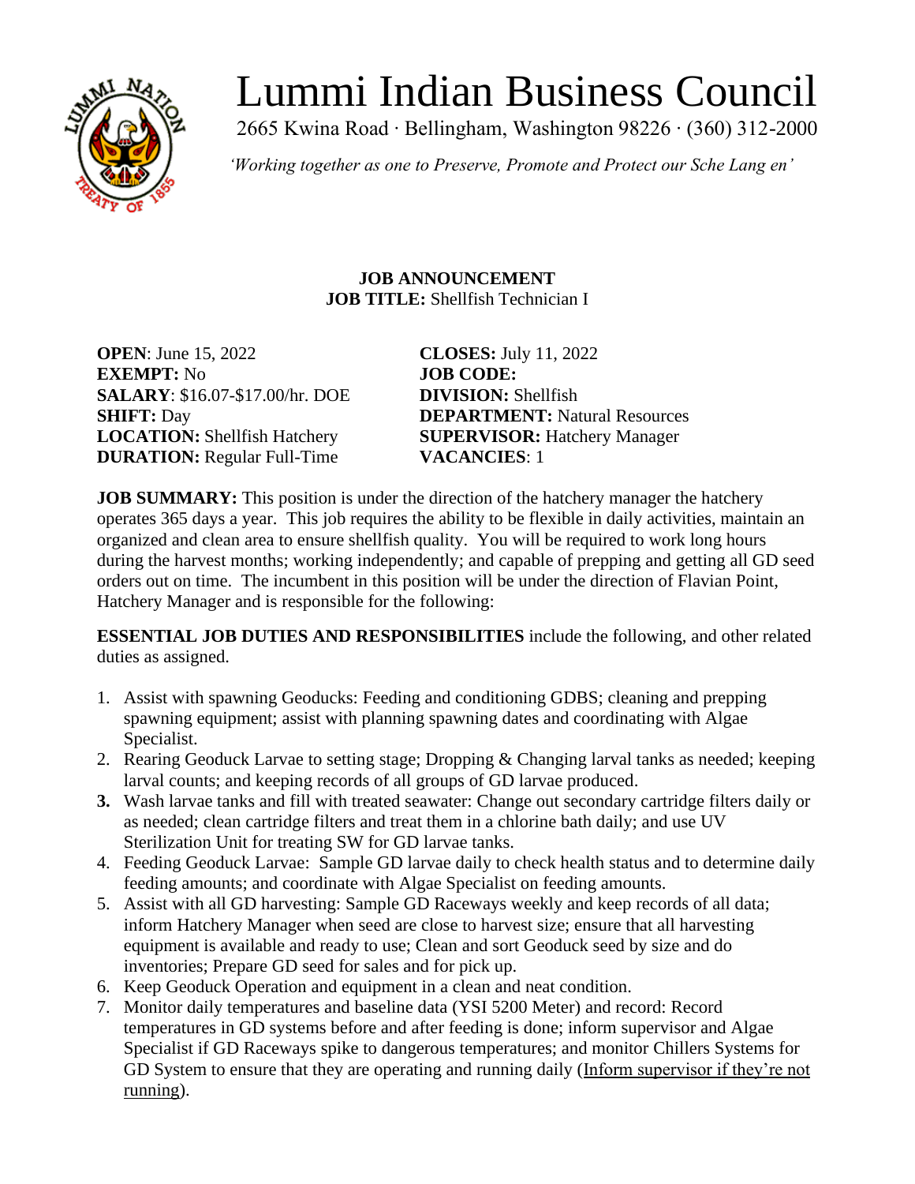# Lummi Indian Business Council

2665 Kwina Road · Bellingham, Washington 98226 · (360) 312-2000

*'Working together as one to Preserve, Promote and Protect our Sche Lang en'*

**JOB ANNOUNCEMENT**
**JOB TITLE:** Shellfish Technician I

**OPEN**: June 15, 2022
**EXEMPT:** No
**SALARY**: $16.07-$17.00/hr. DOE
**SHIFT:** Day
**LOCATION:** Shellfish Hatchery
**DURATION:** Regular Full-Time

**CLOSES:** July 11, 2022
**JOB CODE:**
**DIVISION:** Shellfish
**DEPARTMENT:** Natural Resources
**SUPERVISOR:** Hatchery Manager
**VACANCIES**: 1

**JOB SUMMARY:** This position is under the direction of the hatchery manager the hatchery operates 365 days a year. This job requires the ability to be flexible in daily activities, maintain an organized and clean area to ensure shellfish quality. You will be required to work long hours during the harvest months; working independently; and capable of prepping and getting all GD seed orders out on time. The incumbent in this position will be under the direction of Flavian Point, Hatchery Manager and is responsible for the following:

**ESSENTIAL JOB DUTIES AND RESPONSIBILITIES** include the following, and other related duties as assigned.

1. Assist with spawning Geoducks: Feeding and conditioning GDBS; cleaning and prepping spawning equipment; assist with planning spawning dates and coordinating with Algae Specialist.
2. Rearing Geoduck Larvae to setting stage; Dropping & Changing larval tanks as needed; keeping larval counts; and keeping records of all groups of GD larvae produced.
3. Wash larvae tanks and fill with treated seawater: Change out secondary cartridge filters daily or as needed; clean cartridge filters and treat them in a chlorine bath daily; and use UV Sterilization Unit for treating SW for GD larvae tanks.
4. Feeding Geoduck Larvae: Sample GD larvae daily to check health status and to determine daily feeding amounts; and coordinate with Algae Specialist on feeding amounts.
5. Assist with all GD harvesting: Sample GD Raceways weekly and keep records of all data; inform Hatchery Manager when seed are close to harvest size; ensure that all harvesting equipment is available and ready to use; Clean and sort Geoduck seed by size and do inventories; Prepare GD seed for sales and for pick up.
6. Keep Geoduck Operation and equipment in a clean and neat condition.
7. Monitor daily temperatures and baseline data (YSI 5200 Meter) and record: Record temperatures in GD systems before and after feeding is done; inform supervisor and Algae Specialist if GD Raceways spike to dangerous temperatures; and monitor Chillers Systems for GD System to ensure that they are operating and running daily (<u>Inform supervisor if they're not running</u>).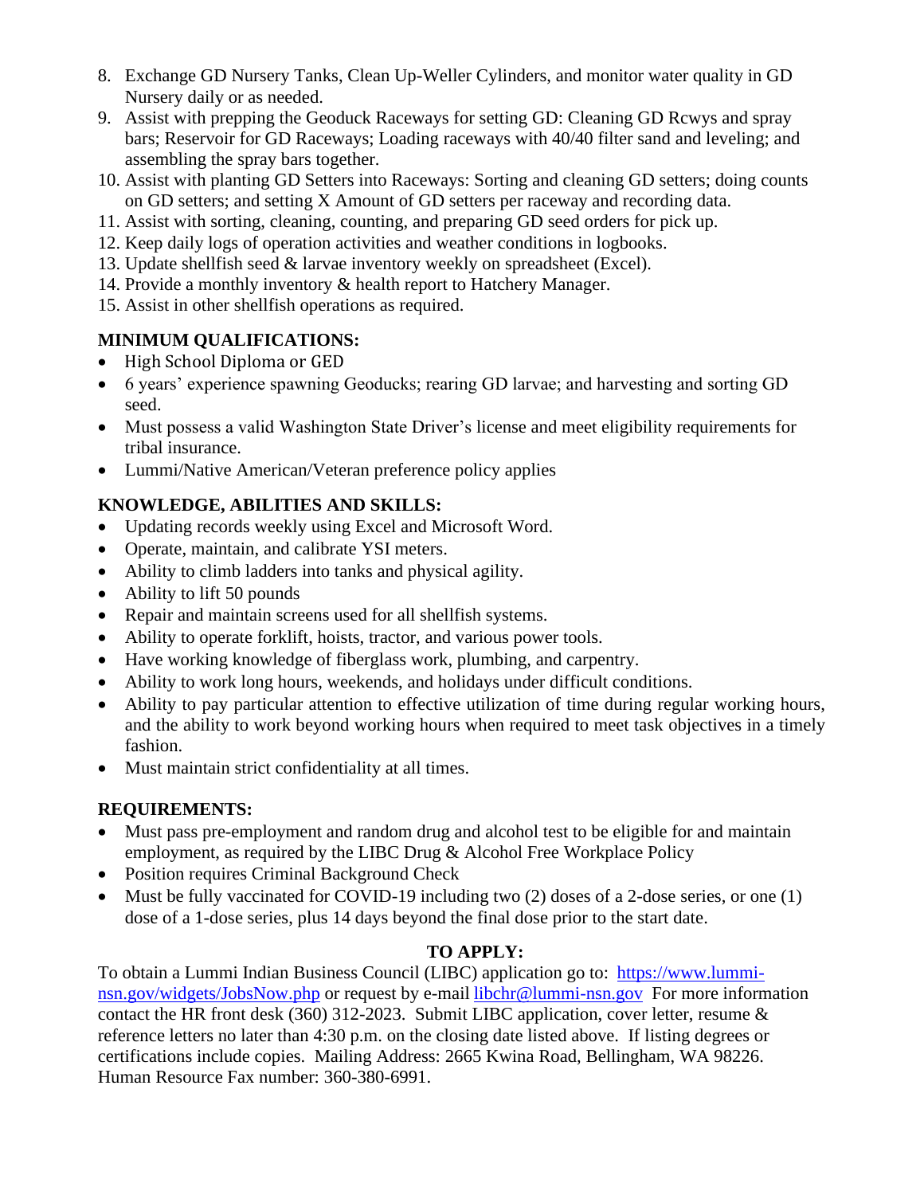8. Exchange GD Nursery Tanks, Clean Up-Weller Cylinders, and monitor water quality in GD Nursery daily or as needed.
9. Assist with prepping the Geoduck Raceways for setting GD: Cleaning GD Rcwys and spray bars; Reservoir for GD Raceways; Loading raceways with 40/40 filter sand and leveling; and assembling the spray bars together.
10. Assist with planting GD Setters into Raceways: Sorting and cleaning GD setters; doing counts on GD setters; and setting X Amount of GD setters per raceway and recording data.
11. Assist with sorting, cleaning, counting, and preparing GD seed orders for pick up.
12. Keep daily logs of operation activities and weather conditions in logbooks.
13. Update shellfish seed & larvae inventory weekly on spreadsheet (Excel).
14. Provide a monthly inventory & health report to Hatchery Manager.
15. Assist in other shellfish operations as required.

**MINIMUM QUALIFICATIONS:**

- High School Diploma or GED
- 6 years' experience spawning Geoducks; rearing GD larvae; and harvesting and sorting GD seed.
- Must possess a valid Washington State Driver's license and meet eligibility requirements for tribal insurance.
- Lummi/Native American/Veteran preference policy applies

**KNOWLEDGE, ABILITIES AND SKILLS:**

- Updating records weekly using Excel and Microsoft Word.
- Operate, maintain, and calibrate YSI meters.
- Ability to climb ladders into tanks and physical agility.
- Ability to lift 50 pounds
- Repair and maintain screens used for all shellfish systems.
- Ability to operate forklift, hoists, tractor, and various power tools.
- Have working knowledge of fiberglass work, plumbing, and carpentry.
- Ability to work long hours, weekends, and holidays under difficult conditions.
- Ability to pay particular attention to effective utilization of time during regular working hours, and the ability to work beyond working hours when required to meet task objectives in a timely fashion.
- Must maintain strict confidentiality at all times.

**REQUIREMENTS:**

- Must pass pre-employment and random drug and alcohol test to be eligible for and maintain employment, as required by the LIBC Drug & Alcohol Free Workplace Policy
- Position requires Criminal Background Check
- Must be fully vaccinated for COVID-19 including two (2) doses of a 2-dose series, or one (1) dose of a 1-dose series, plus 14 days beyond the final dose prior to the start date.

**TO APPLY:**

To obtain a Lummi Indian Business Council (LIBC) application go to: https://www.lummi-nsn.gov/widgets/JobsNow.php or request by e-mail libchr@lummi-nsn.gov For more information contact the HR front desk (360) 312-2023. Submit LIBC application, cover letter, resume & reference letters no later than 4:30 p.m. on the closing date listed above. If listing degrees or certifications include copies. Mailing Address: 2665 Kwina Road, Bellingham, WA 98226. Human Resource Fax number: 360-380-6991.